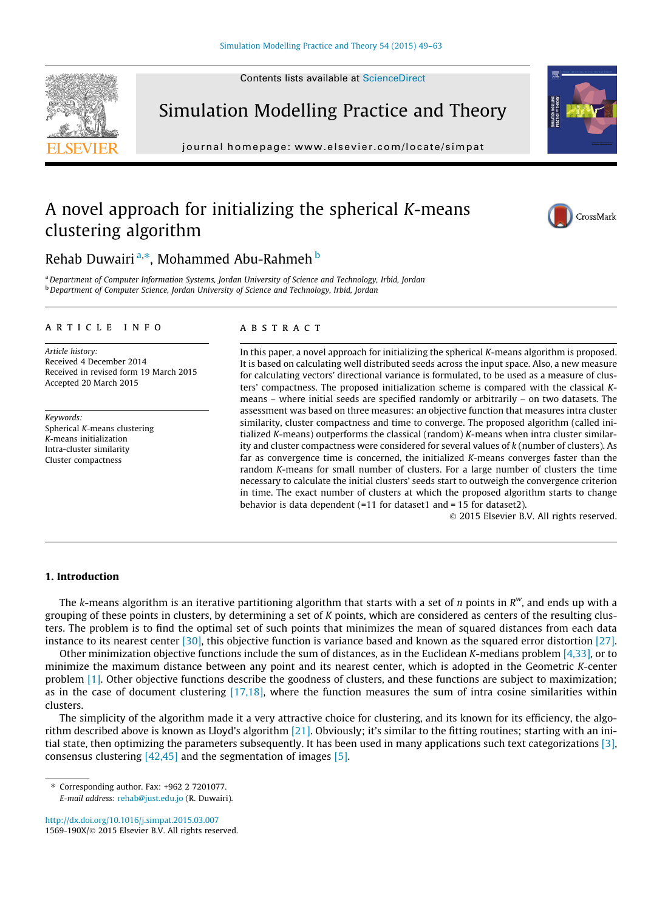# A novel approach for initializing the spherical *K*-means clustering algorithm

Rehab Duwairi [a,*], Mohammed Abu-Rahmeh [b]

[a] Department of Computer Information Systems, Jordan University of Science and Technology, Irbid, Jordan
[b] Department of Computer Science, Jordan University of Science and Technology, Irbid, Jordan

## ARTICLE INFO

*Article history:*
Received 4 December 2014
Received in revised form 19 March 2015
Accepted 20 March 2015

*Keywords:*
Spherical *K*-means clustering
*K*-means initialization
Intra-cluster similarity
Cluster compactness

## ABSTRACT

In this paper, a novel approach for initializing the spherical *K*-means algorithm is proposed. It is based on calculating well distributed seeds across the input space. Also, a new measure for calculating vectors' directional variance is formulated, to be used as a measure of clusters' compactness. The proposed initialization scheme is compared with the classical *K*-means – where initial seeds are specified randomly or arbitrarily – on two datasets. The assessment was based on three measures: an objective function that measures intra cluster similarity, cluster compactness and time to converge. The proposed algorithm (called initialized *K*-means) outperforms the classical (random) *K*-means when intra cluster similarity and cluster compactness were considered for several values of *k* (number of clusters). As far as convergence time is concerned, the initialized *K*-means converges faster than the random *K*-means for small number of clusters. For a large number of clusters the time necessary to calculate the initial clusters' seeds start to outweigh the convergence criterion in time. The exact number of clusters at which the proposed algorithm starts to change behavior is data dependent (=11 for dataset1 and = 15 for dataset2).

© 2015 Elsevier B.V. All rights reserved.

## 1. Introduction

The *k*-means algorithm is an iterative partitioning algorithm that starts with a set of *n* points in $R^w$, and ends up with a grouping of these points in clusters, by determining a set of *K* points, which are considered as centers of the resulting clusters. The problem is to find the optimal set of such points that minimizes the mean of squared distances from each data instance to its nearest center [30], this objective function is variance based and known as the squared error distortion [27].

Other minimization objective functions include the sum of distances, as in the Euclidean *K*-medians problem [4,33], or to minimize the maximum distance between any point and its nearest center, which is adopted in the Geometric *K*-center problem [1]. Other objective functions describe the goodness of clusters, and these functions are subject to maximization; as in the case of document clustering [17,18], where the function measures the sum of intra cosine similarities within clusters.

The simplicity of the algorithm made it a very attractive choice for clustering, and its known for its efficiency, the algorithm described above is known as Lloyd's algorithm [21]. Obviously; it's similar to the fitting routines; starting with an initial state, then optimizing the parameters subsequently. It has been used in many applications such text categorizations [3], consensus clustering [42,45] and the segmentation of images [5].

\* Corresponding author. Fax: +962 2 7201077.
*E-mail address:* rehab@just.edu.jo (R. Duwairi).

http://dx.doi.org/10.1016/j.simpat.2015.03.007
1569-190X/© 2015 Elsevier B.V. All rights reserved.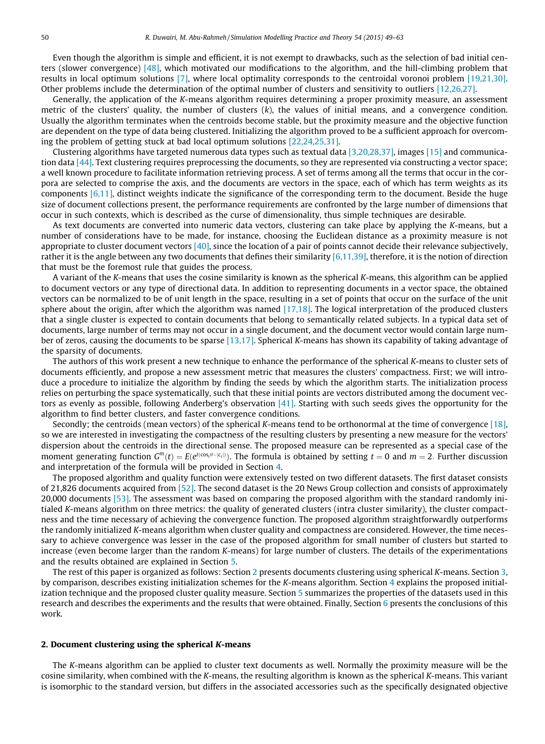Even though the algorithm is simple and efficient, it is not exempt to drawbacks, such as the selection of bad initial centers (slower convergence) [48], which motivated our modifications to the algorithm, and the hill-climbing problem that results in local optimum solutions [7], where local optimality corresponds to the centroidal voronoi problem [19,21,30]. Other problems include the determination of the optimal number of clusters and sensitivity to outliers [12,26,27].

Generally, the application of the *K*-means algorithm requires determining a proper proximity measure, an assessment metric of the clusters' quality, the number of clusters ($k$), the values of initial means, and a convergence condition. Usually the algorithm terminates when the centroids become stable, but the proximity measure and the objective function are dependent on the type of data being clustered. Initializing the algorithm proved to be a sufficient approach for overcoming the problem of getting stuck at bad local optimum solutions [22,24,25,31].

Clustering algorithms have targeted numerous data types such as textual data [3,20,28,37], images [15] and communication data [44]. Text clustering requires preprocessing the documents, so they are represented via constructing a vector space; a well known procedure to facilitate information retrieving process. A set of terms among all the terms that occur in the corpora are selected to comprise the axis, and the documents are vectors in the space, each of which has term weights as its components [6,11], distinct weights indicate the significance of the corresponding term to the document. Beside the huge size of document collections present, the performance requirements are confronted by the large number of dimensions that occur in such contexts, which is described as the curse of dimensionality, thus simple techniques are desirable.

As text documents are converted into numeric data vectors, clustering can take place by applying the *K*-means, but a number of considerations have to be made, for instance, choosing the Euclidean distance as a proximity measure is not appropriate to cluster document vectors [40], since the location of a pair of points cannot decide their relevance subjectively, rather it is the angle between any two documents that defines their similarity [6,11,39], therefore, it is the notion of direction that must be the foremost rule that guides the process.

A variant of the *K*-means that uses the cosine similarity is known as the spherical *K*-means, this algorithm can be applied to document vectors or any type of directional data. In addition to representing documents in a vector space, the obtained vectors can be normalized to be of unit length in the space, resulting in a set of points that occur on the surface of the unit sphere about the origin, after which the algorithm was named [17,18]. The logical interpretation of the produced clusters that a single cluster is expected to contain documents that belong to semantically related subjects. In a typical data set of documents, large number of terms may not occur in a single document, and the document vector would contain large number of zeros, causing the documents to be sparse [13,17]. Spherical *K*-means has shown its capability of taking advantage of the sparsity of documents.

The authors of this work present a new technique to enhance the performance of the spherical *K*-means to cluster sets of documents efficiently, and propose a new assessment metric that measures the clusters' compactness. First; we will introduce a procedure to initialize the algorithm by finding the seeds by which the algorithm starts. The initialization process relies on perturbing the space systematically, such that these initial points are vectors distributed among the document vectors as evenly as possible, following Anderberg's observation [41]. Starting with such seeds gives the opportunity for the algorithm to find better clusters, and faster convergence conditions.

Secondly; the centroids (mean vectors) of the spherical *K*-means tend to be orthonormal at the time of convergence [18], so we are interested in investigating the compactness of the resulting clusters by presenting a new measure for the vectors' dispersion about the centroids in the directional sense. The proposed measure can be represented as a special case of the moment generating function $G^m(t) = E(e^{t(\cos_i \theta - |c_i|)})$. The formula is obtained by setting $t = 0$ and $m = 2$. Further discussion and interpretation of the formula will be provided in Section 4.

The proposed algorithm and quality function were extensively tested on two different datasets. The first dataset consists of 21,826 documents acquired from [52]. The second dataset is the 20 News Group collection and consists of approximately 20,000 documents [53]. The assessment was based on comparing the proposed algorithm with the standard randomly initialed *K*-means algorithm on three metrics: the quality of generated clusters (intra cluster similarity), the cluster compactness and the time necessary of achieving the convergence function. The proposed algorithm straightforwardly outperforms the randomly initialized *K*-means algorithm when cluster quality and compactness are considered. However, the time necessary to achieve convergence was lesser in the case of the proposed algorithm for small number of clusters but started to increase (even become larger than the random *K*-means) for large number of clusters. The details of the experimentations and the results obtained are explained in Section 5.

The rest of this paper is organized as follows: Section 2 presents documents clustering using spherical *K*-means. Section 3, by comparison, describes existing initialization schemes for the *K*-means algorithm. Section 4 explains the proposed initialization technique and the proposed cluster quality measure. Section 5 summarizes the properties of the datasets used in this research and describes the experiments and the results that were obtained. Finally, Section 6 presents the conclusions of this work.

## 2. Document clustering using the spherical *K*-means

The *K*-means algorithm can be applied to cluster text documents as well. Normally the proximity measure will be the cosine similarity, when combined with the *K*-means, the resulting algorithm is known as the spherical *K*-means. This variant is isomorphic to the standard version, but differs in the associated accessories such as the specifically designated objective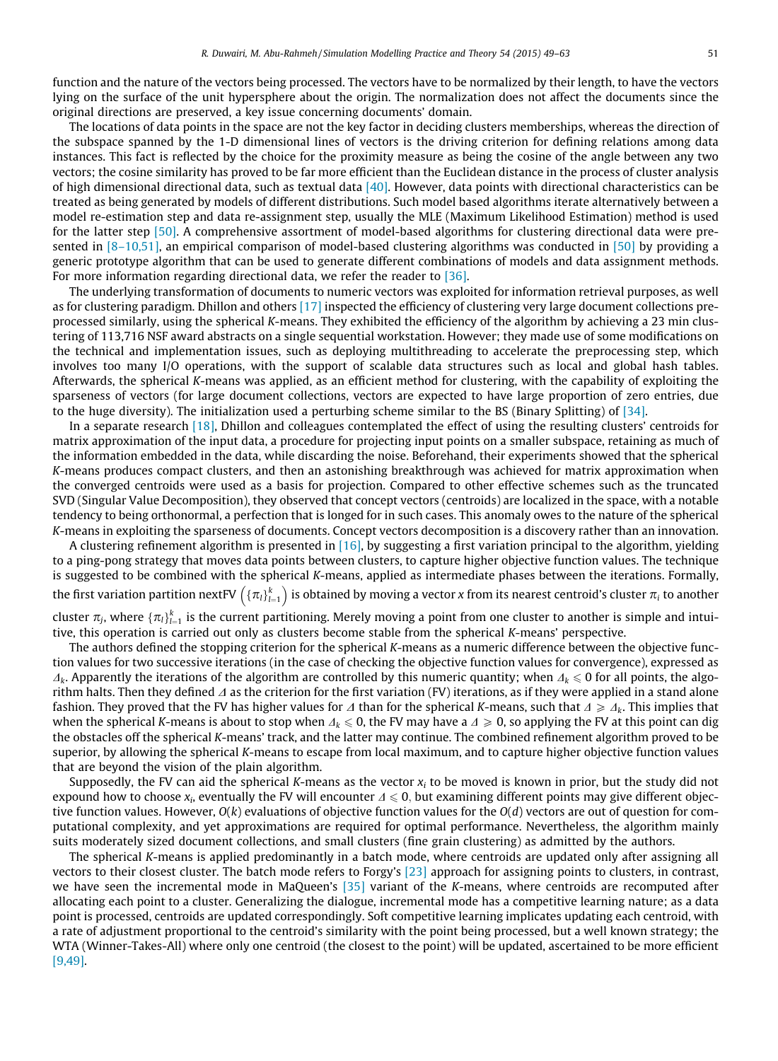function and the nature of the vectors being processed. The vectors have to be normalized by their length, to have the vectors lying on the surface of the unit hypersphere about the origin. The normalization does not affect the documents since the original directions are preserved, a key issue concerning documents' domain.

The locations of data points in the space are not the key factor in deciding clusters memberships, whereas the direction of the subspace spanned by the 1-D dimensional lines of vectors is the driving criterion for defining relations among data instances. This fact is reflected by the choice for the proximity measure as being the cosine of the angle between any two vectors; the cosine similarity has proved to be far more efficient than the Euclidean distance in the process of cluster analysis of high dimensional directional data, such as textual data [40]. However, data points with directional characteristics can be treated as being generated by models of different distributions. Such model based algorithms iterate alternatively between a model re-estimation step and data re-assignment step, usually the MLE (Maximum Likelihood Estimation) method is used for the latter step [50]. A comprehensive assortment of model-based algorithms for clustering directional data were presented in [8–10,51], an empirical comparison of model-based clustering algorithms was conducted in [50] by providing a generic prototype algorithm that can be used to generate different combinations of models and data assignment methods. For more information regarding directional data, we refer the reader to [36].

The underlying transformation of documents to numeric vectors was exploited for information retrieval purposes, as well as for clustering paradigm. Dhillon and others [17] inspected the efficiency of clustering very large document collections preprocessed similarly, using the spherical *K*-means. They exhibited the efficiency of the algorithm by achieving a 23 min clustering of 113,716 NSF award abstracts on a single sequential workstation. However; they made use of some modifications on the technical and implementation issues, such as deploying multithreading to accelerate the preprocessing step, which involves too many I/O operations, with the support of scalable data structures such as local and global hash tables. Afterwards, the spherical *K*-means was applied, as an efficient method for clustering, with the capability of exploiting the sparseness of vectors (for large document collections, vectors are expected to have large proportion of zero entries, due to the huge diversity). The initialization used a perturbing scheme similar to the BS (Binary Splitting) of [34].

In a separate research [18], Dhillon and colleagues contemplated the effect of using the resulting clusters' centroids for matrix approximation of the input data, a procedure for projecting input points on a smaller subspace, retaining as much of the information embedded in the data, while discarding the noise. Beforehand, their experiments showed that the spherical *K*-means produces compact clusters, and then an astonishing breakthrough was achieved for matrix approximation when the converged centroids were used as a basis for projection. Compared to other effective schemes such as the truncated SVD (Singular Value Decomposition), they observed that concept vectors (centroids) are localized in the space, with a notable tendency to being orthonormal, a perfection that is longed for in such cases. This anomaly owes to the nature of the spherical *K*-means in exploiting the sparseness of documents. Concept vectors decomposition is a discovery rather than an innovation.

A clustering refinement algorithm is presented in [16], by suggesting a first variation principal to the algorithm, yielding to a ping-pong strategy that moves data points between clusters, to capture higher objective function values. The technique is suggested to be combined with the spherical *K*-means, applied as intermediate phases between the iterations. Formally, the first variation partition nextFV $\left(\{\pi_l\}_{l=1}^{k}\right)$ is obtained by moving a vector $x$ from its nearest centroid's cluster $\pi_i$ to another cluster $\pi_j$, where $\{\pi_l\}_{l=1}^{k}$ is the current partitioning. Merely moving a point from one cluster to another is simple and intuitive, this operation is carried out only as clusters become stable from the spherical *K*-means' perspective.

The authors defined the stopping criterion for the spherical *K*-means as a numeric difference between the objective function values for two successive iterations (in the case of checking the objective function values for convergence), expressed as $\Delta_k$. Apparently the iterations of the algorithm are controlled by this numeric quantity; when $\Delta_k \leqslant 0$ for all points, the algorithm halts. Then they defined $\Delta$ as the criterion for the first variation (FV) iterations, as if they were applied in a stand alone fashion. They proved that the FV has higher values for $\Delta$ than for the spherical *K*-means, such that $\Delta \geqslant \Delta_k$. This implies that when the spherical *K*-means is about to stop when $\Delta_k \leqslant 0$, the FV may have a $\Delta \geqslant 0$, so applying the FV at this point can dig the obstacles off the spherical *K*-means' track, and the latter may continue. The combined refinement algorithm proved to be superior, by allowing the spherical *K*-means to escape from local maximum, and to capture higher objective function values that are beyond the vision of the plain algorithm.

Supposedly, the FV can aid the spherical *K*-means as the vector $x_i$ to be moved is known in prior, but the study did not expound how to choose $x_i$, eventually the FV will encounter $\Delta \leqslant 0$, but examining different points may give different objective function values. However, $O(k)$ evaluations of objective function values for the $O(d)$ vectors are out of question for computational complexity, and yet approximations are required for optimal performance. Nevertheless, the algorithm mainly suits moderately sized document collections, and small clusters (fine grain clustering) as admitted by the authors.

The spherical *K*-means is applied predominantly in a batch mode, where centroids are updated only after assigning all vectors to their closest cluster. The batch mode refers to Forgy's [23] approach for assigning points to clusters, in contrast, we have seen the incremental mode in MaQueen's [35] variant of the *K*-means, where centroids are recomputed after allocating each point to a cluster. Generalizing the dialogue, incremental mode has a competitive learning nature; as a data point is processed, centroids are updated correspondingly. Soft competitive learning implicates updating each centroid, with a rate of adjustment proportional to the centroid's similarity with the point being processed, but a well known strategy; the WTA (Winner-Takes-All) where only one centroid (the closest to the point) will be updated, ascertained to be more efficient [9,49].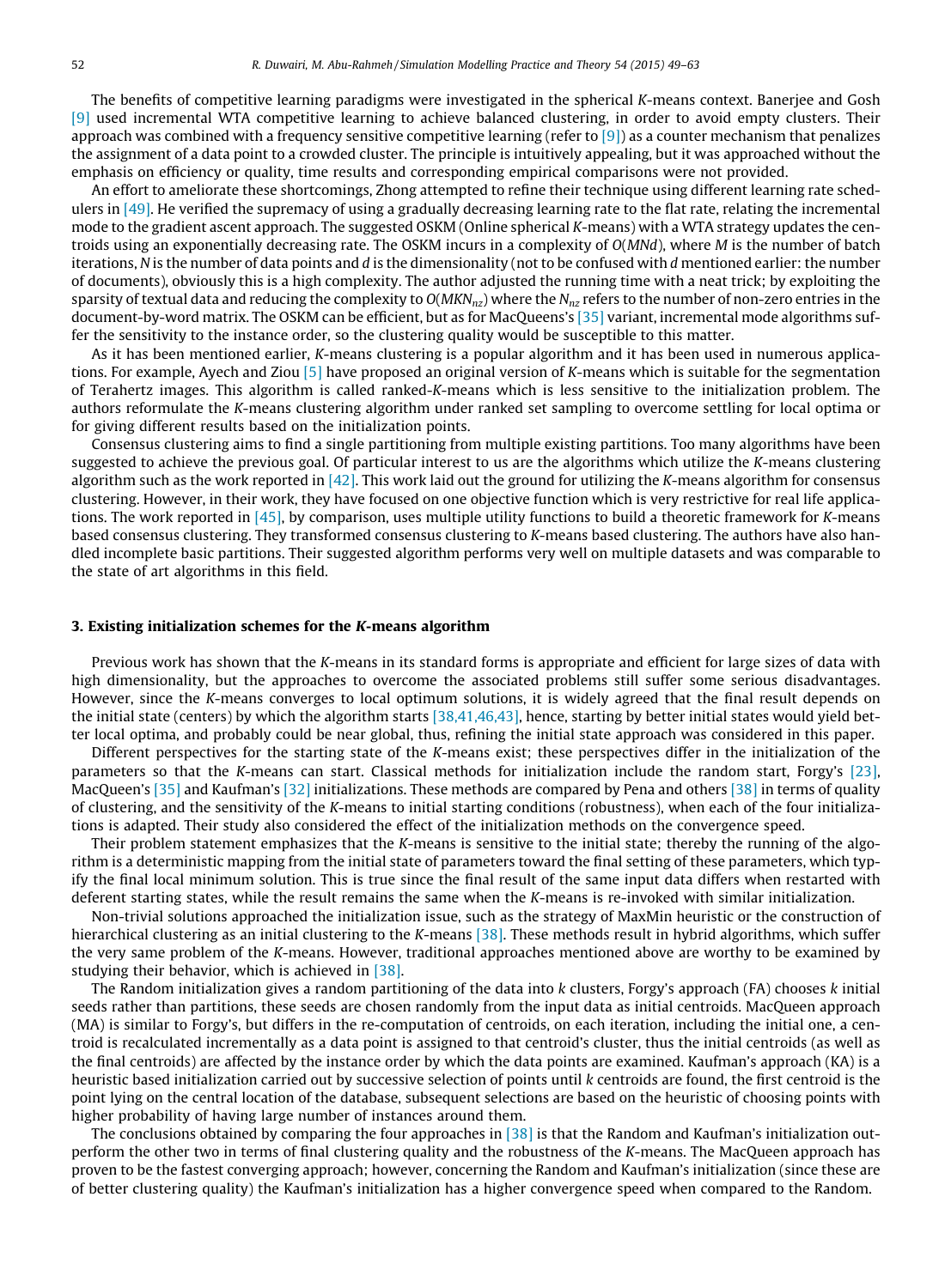The benefits of competitive learning paradigms were investigated in the spherical *K*-means context. Banerjee and Gosh [9] used incremental WTA competitive learning to achieve balanced clustering, in order to avoid empty clusters. Their approach was combined with a frequency sensitive competitive learning (refer to [9]) as a counter mechanism that penalizes the assignment of a data point to a crowded cluster. The principle is intuitively appealing, but it was approached without the emphasis on efficiency or quality, time results and corresponding empirical comparisons were not provided.

An effort to ameliorate these shortcomings, Zhong attempted to refine their technique using different learning rate schedulers in [49]. He verified the supremacy of using a gradually decreasing learning rate to the flat rate, relating the incremental mode to the gradient ascent approach. The suggested OSKM (Online spherical *K*-means) with a WTA strategy updates the centroids using an exponentially decreasing rate. The OSKM incurs in a complexity of $O(MNd)$, where $M$ is the number of batch iterations, $N$ is the number of data points and $d$ is the dimensionality (not to be confused with $d$ mentioned earlier: the number of documents), obviously this is a high complexity. The author adjusted the running time with a neat trick; by exploiting the sparsity of textual data and reducing the complexity to $O(MKN_{nz})$ where the $N_{nz}$ refers to the number of non-zero entries in the document-by-word matrix. The OSKM can be efficient, but as for MacQueens's [35] variant, incremental mode algorithms suffer the sensitivity to the instance order, so the clustering quality would be susceptible to this matter.

As it has been mentioned earlier, *K*-means clustering is a popular algorithm and it has been used in numerous applications. For example, Ayech and Ziou [5] have proposed an original version of *K*-means which is suitable for the segmentation of Terahertz images. This algorithm is called ranked-*K*-means which is less sensitive to the initialization problem. The authors reformulate the *K*-means clustering algorithm under ranked set sampling to overcome settling for local optima or for giving different results based on the initialization points.

Consensus clustering aims to find a single partitioning from multiple existing partitions. Too many algorithms have been suggested to achieve the previous goal. Of particular interest to us are the algorithms which utilize the *K*-means clustering algorithm such as the work reported in [42]. This work laid out the ground for utilizing the *K*-means algorithm for consensus clustering. However, in their work, they have focused on one objective function which is very restrictive for real life applications. The work reported in [45], by comparison, uses multiple utility functions to build a theoretic framework for *K*-means based consensus clustering. They transformed consensus clustering to *K*-means based clustering. The authors have also handled incomplete basic partitions. Their suggested algorithm performs very well on multiple datasets and was comparable to the state of art algorithms in this field.

## 3. Existing initialization schemes for the *K*-means algorithm

Previous work has shown that the *K*-means in its standard forms is appropriate and efficient for large sizes of data with high dimensionality, but the approaches to overcome the associated problems still suffer some serious disadvantages. However, since the *K*-means converges to local optimum solutions, it is widely agreed that the final result depends on the initial state (centers) by which the algorithm starts [38,41,46,43], hence, starting by better initial states would yield better local optima, and probably could be near global, thus, refining the initial state approach was considered in this paper.

Different perspectives for the starting state of the *K*-means exist; these perspectives differ in the initialization of the parameters so that the *K*-means can start. Classical methods for initialization include the random start, Forgy's [23], MacQueen's [35] and Kaufman's [32] initializations. These methods are compared by Pena and others [38] in terms of quality of clustering, and the sensitivity of the *K*-means to initial starting conditions (robustness), when each of the four initializations is adapted. Their study also considered the effect of the initialization methods on the convergence speed.

Their problem statement emphasizes that the *K*-means is sensitive to the initial state; thereby the running of the algorithm is a deterministic mapping from the initial state of parameters toward the final setting of these parameters, which typify the final local minimum solution. This is true since the final result of the same input data differs when restarted with deferent starting states, while the result remains the same when the *K*-means is re-invoked with similar initialization.

Non-trivial solutions approached the initialization issue, such as the strategy of MaxMin heuristic or the construction of hierarchical clustering as an initial clustering to the *K*-means [38]. These methods result in hybrid algorithms, which suffer the very same problem of the *K*-means. However, traditional approaches mentioned above are worthy to be examined by studying their behavior, which is achieved in [38].

The Random initialization gives a random partitioning of the data into $k$ clusters, Forgy's approach (FA) chooses $k$ initial seeds rather than partitions, these seeds are chosen randomly from the input data as initial centroids. MacQueen approach (MA) is similar to Forgy's, but differs in the re-computation of centroids, on each iteration, including the initial one, a centroid is recalculated incrementally as a data point is assigned to that centroid's cluster, thus the initial centroids (as well as the final centroids) are affected by the instance order by which the data points are examined. Kaufman's approach (KA) is a heuristic based initialization carried out by successive selection of points until $k$ centroids are found, the first centroid is the point lying on the central location of the database, subsequent selections are based on the heuristic of choosing points with higher probability of having large number of instances around them.

The conclusions obtained by comparing the four approaches in [38] is that the Random and Kaufman's initialization outperform the other two in terms of final clustering quality and the robustness of the *K*-means. The MacQueen approach has proven to be the fastest converging approach; however, concerning the Random and Kaufman's initialization (since these are of better clustering quality) the Kaufman's initialization has a higher convergence speed when compared to the Random.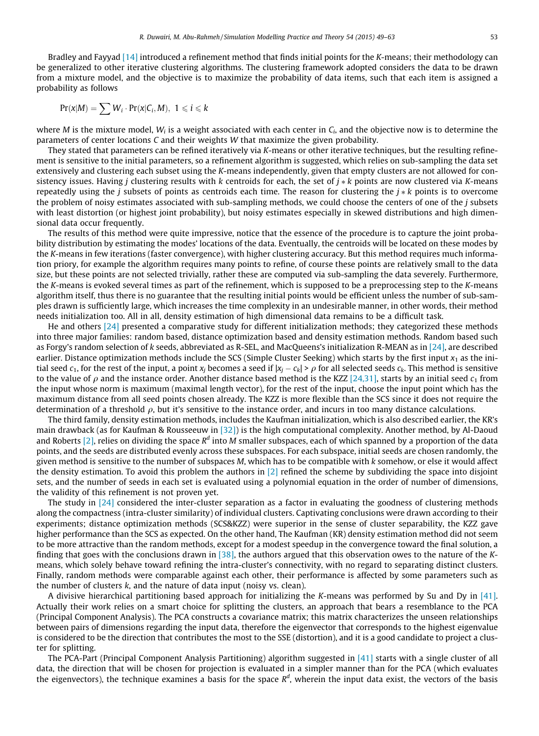Bradley and Fayyad [14] introduced a refinement method that finds initial points for the $K$-means; their methodology can be generalized to other iterative clustering algorithms. The clustering framework adopted considers the data to be drawn from a mixture model, and the objective is to maximize the probability of data items, such that each item is assigned a probability as follows

$$\Pr(x|M) = \sum W_i \cdot \Pr(x|C_i, M),\ 1 \leqslant i \leqslant k$$

where $M$ is the mixture model, $W_i$ is a weight associated with each center in $C_i$, and the objective now is to determine the parameters of center locations $C$ and their weights $W$ that maximize the given probability.

They stated that parameters can be refined iteratively via $K$-means or other iterative techniques, but the resulting refinement is sensitive to the initial parameters, so a refinement algorithm is suggested, which relies on sub-sampling the data set extensively and clustering each subset using the $K$-means independently, given that empty clusters are not allowed for consistency issues. Having $j$ clustering results with $k$ centroids for each, the set of $j * k$ points are now clustered via $K$-means repeatedly using the $j$ subsets of points as centroids each time. The reason for clustering the $j * k$ points is to overcome the problem of noisy estimates associated with sub-sampling methods, we could choose the centers of one of the $j$ subsets with least distortion (or highest joint probability), but noisy estimates especially in skewed distributions and high dimensional data occur frequently.

The results of this method were quite impressive, notice that the essence of the procedure is to capture the joint probability distribution by estimating the modes' locations of the data. Eventually, the centroids will be located on these modes by the $K$-means in few iterations (faster convergence), with higher clustering accuracy. But this method requires much information priory, for example the algorithm requires many points to refine, of course these points are relatively small to the data size, but these points are not selected trivially, rather these are computed via sub-sampling the data severely. Furthermore, the $K$-means is evoked several times as part of the refinement, which is supposed to be a preprocessing step to the $K$-means algorithm itself, thus there is no guarantee that the resulting initial points would be efficient unless the number of sub-samples drawn is sufficiently large, which increases the time complexity in an undesirable manner, in other words, their method needs initialization too. All in all, density estimation of high dimensional data remains to be a difficult task.

He and others [24] presented a comparative study for different initialization methods; they categorized these methods into three major families: random based, distance optimization based and density estimation methods. Random based such as Forgy's random selection of $k$ seeds, abbreviated as R-SEL, and MacQueens's initialization R-MEAN as in [24], are described earlier. Distance optimization methods include the SCS (Simple Cluster Seeking) which starts by the first input $x_1$ as the initial seed $c_1$, for the rest of the input, a point $x_j$ becomes a seed if $|x_j - c_k| > \rho$ for all selected seeds $c_k$. This method is sensitive to the value of $\rho$ and the instance order. Another distance based method is the KZZ [24,31], starts by an initial seed $c_1$ from the input whose norm is maximum (maximal length vector), for the rest of the input, choose the input point which has the maximum distance from all seed points chosen already. The KZZ is more flexible than the SCS since it does not require the determination of a threshold $\rho$, but it's sensitive to the instance order, and incurs in too many distance calculations.

The third family, density estimation methods, includes the Kaufman initialization, which is also described earlier, the KR's main drawback (as for Kaufman & Rousseeuw in [32]) is the high computational complexity. Another method, by Al-Daoud and Roberts [2], relies on dividing the space $R^d$ into $M$ smaller subspaces, each of which spanned by a proportion of the data points, and the seeds are distributed evenly across these subspaces. For each subspace, initial seeds are chosen randomly, the given method is sensitive to the number of subspaces $M$, which has to be compatible with $k$ somehow, or else it would affect the density estimation. To avoid this problem the authors in [2] refined the scheme by subdividing the space into disjoint sets, and the number of seeds in each set is evaluated using a polynomial equation in the order of number of dimensions, the validity of this refinement is not proven yet.

The study in [24] considered the inter-cluster separation as a factor in evaluating the goodness of clustering methods along the compactness (intra-cluster similarity) of individual clusters. Captivating conclusions were drawn according to their experiments; distance optimization methods (SCS&KZZ) were superior in the sense of cluster separability, the KZZ gave higher performance than the SCS as expected. On the other hand, The Kaufman (KR) density estimation method did not seem to be more attractive than the random methods, except for a modest speedup in the convergence toward the final solution, a finding that goes with the conclusions drawn in [38], the authors argued that this observation owes to the nature of the $K$-means, which solely behave toward refining the intra-cluster's connectivity, with no regard to separating distinct clusters. Finally, random methods were comparable against each other, their performance is affected by some parameters such as the number of clusters $k$, and the nature of data input (noisy vs. clean).

A divisive hierarchical partitioning based approach for initializing the $K$-means was performed by Su and Dy in [41]. Actually their work relies on a smart choice for splitting the clusters, an approach that bears a resemblance to the PCA (Principal Component Analysis). The PCA constructs a covariance matrix; this matrix characterizes the unseen relationships between pairs of dimensions regarding the input data, therefore the eigenvector that corresponds to the highest eigenvalue is considered to be the direction that contributes the most to the SSE (distortion), and it is a good candidate to project a cluster for splitting.

The PCA-Part (Principal Component Analysis Partitioning) algorithm suggested in [41] starts with a single cluster of all data, the direction that will be chosen for projection is evaluated in a simpler manner than for the PCA (which evaluates the eigenvectors), the technique examines a basis for the space $R^d$, wherein the input data exist, the vectors of the basis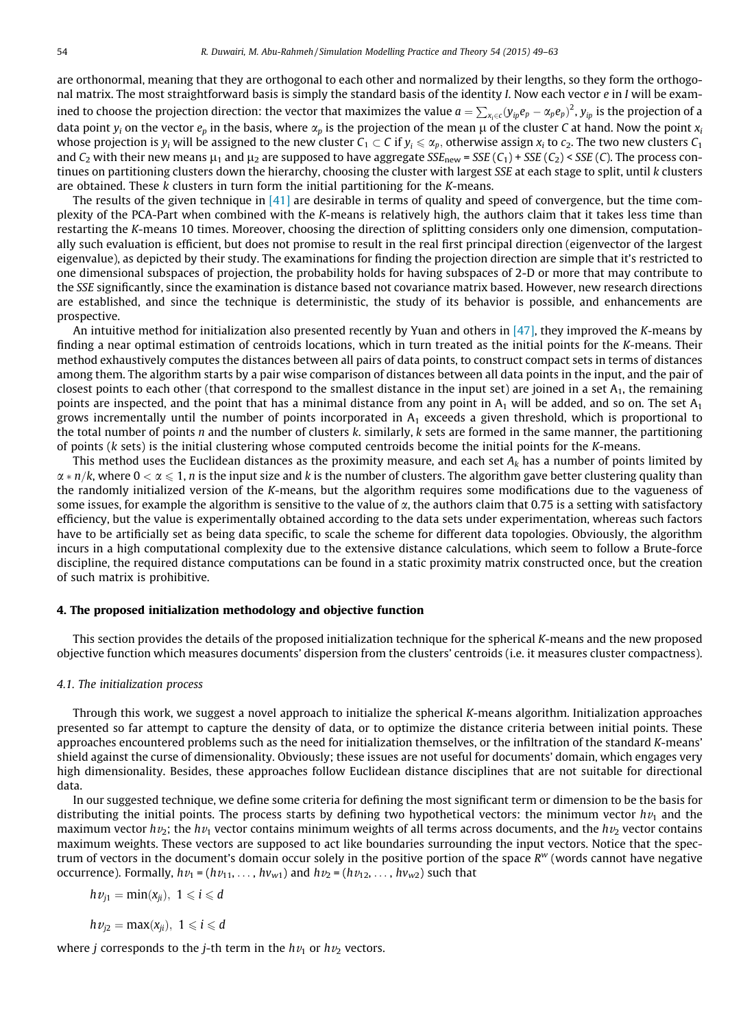are orthonormal, meaning that they are orthogonal to each other and normalized by their lengths, so they form the orthogonal matrix. The most straightforward basis is simply the standard basis of the identity $I$. Now each vector $e$ in $I$ will be examined to choose the projection direction: the vector that maximizes the value $a = \sum_{x_i \in c}(y_{ip}e_p - \alpha_p e_p)^2$, $y_{ip}$ is the projection of a data point $y_i$ on the vector $e_p$ in the basis, where $\alpha_p$ is the projection of the mean μ of the cluster $C$ at hand. Now the point $x_i$ whose projection is $y_i$ will be assigned to the new cluster $C_1 \subset C$ if $y_i \leqslant \alpha_p$, otherwise assign $x_i$ to $c_2$. The two new clusters $C_1$ and $C_2$ with their new means $\mu_1$ and $\mu_2$ are supposed to have aggregate $SSE_{\text{new}} = SSE(C_1) + SSE(C_2) < SSE(C)$. The process continues on partitioning clusters down the hierarchy, choosing the cluster with largest $SSE$ at each stage to split, until $k$ clusters are obtained. These $k$ clusters in turn form the initial partitioning for the $K$-means.

The results of the given technique in [41] are desirable in terms of quality and speed of convergence, but the time complexity of the PCA-Part when combined with the $K$-means is relatively high, the authors claim that it takes less time than restarting the $K$-means 10 times. Moreover, choosing the direction of splitting considers only one dimension, computationally such evaluation is efficient, but does not promise to result in the real first principal direction (eigenvector of the largest eigenvalue), as depicted by their study. The examinations for finding the projection direction are simple that it's restricted to one dimensional subspaces of projection, the probability holds for having subspaces of 2-D or more that may contribute to the $SSE$ significantly, since the examination is distance based not covariance matrix based. However, new research directions are established, and since the technique is deterministic, the study of its behavior is possible, and enhancements are prospective.

An intuitive method for initialization also presented recently by Yuan and others in [47], they improved the $K$-means by finding a near optimal estimation of centroids locations, which in turn treated as the initial points for the $K$-means. Their method exhaustively computes the distances between all pairs of data points, to construct compact sets in terms of distances among them. The algorithm starts by a pair wise comparison of distances between all data points in the input, and the pair of closest points to each other (that correspond to the smallest distance in the input set) are joined in a set $A_1$, the remaining points are inspected, and the point that has a minimal distance from any point in $A_1$ will be added, and so on. The set $A_1$ grows incrementally until the number of points incorporated in $A_1$ exceeds a given threshold, which is proportional to the total number of points $n$ and the number of clusters $k$. similarly, $k$ sets are formed in the same manner, the partitioning of points ($k$ sets) is the initial clustering whose computed centroids become the initial points for the $K$-means.

This method uses the Euclidean distances as the proximity measure, and each set $A_k$ has a number of points limited by $\alpha * n/k$, where $0 < \alpha \leqslant 1$, $n$ is the input size and $k$ is the number of clusters. The algorithm gave better clustering quality than the randomly initialized version of the $K$-means, but the algorithm requires some modifications due to the vagueness of some issues, for example the algorithm is sensitive to the value of $\alpha$, the authors claim that 0.75 is a setting with satisfactory efficiency, but the value is experimentally obtained according to the data sets under experimentation, whereas such factors have to be artificially set as being data specific, to scale the scheme for different data topologies. Obviously, the algorithm incurs in a high computational complexity due to the extensive distance calculations, which seem to follow a Brute-force discipline, the required distance computations can be found in a static proximity matrix constructed once, but the creation of such matrix is prohibitive.

## 4. The proposed initialization methodology and objective function

This section provides the details of the proposed initialization technique for the spherical $K$-means and the new proposed objective function which measures documents' dispersion from the clusters' centroids (i.e. it measures cluster compactness).

### 4.1. The initialization process

Through this work, we suggest a novel approach to initialize the spherical $K$-means algorithm. Initialization approaches presented so far attempt to capture the density of data, or to optimize the distance criteria between initial points. These approaches encountered problems such as the need for initialization themselves, or the infiltration of the standard $K$-means' shield against the curse of dimensionality. Obviously; these issues are not useful for documents' domain, which engages very high dimensionality. Besides, these approaches follow Euclidean distance disciplines that are not suitable for directional data.

In our suggested technique, we define some criteria for defining the most significant term or dimension to be the basis for distributing the initial points. The process starts by defining two hypothetical vectors: the minimum vector $hv_1$ and the maximum vector $hv_2$; the $hv_1$ vector contains minimum weights of all terms across documents, and the $hv_2$ vector contains maximum weights. These vectors are supposed to act like boundaries surrounding the input vectors. Notice that the spectrum of vectors in the document's domain occur solely in the positive portion of the space $R^w$ (words cannot have negative occurrence). Formally, $hv_1 = (hv_{11}, \ldots, hv_{w1})$ and $hv_2 = (hv_{12}, \ldots, hv_{w2})$ such that

$$hv_{j1} = \min(x_{ji}),\ 1 \leqslant i \leqslant d$$

$$hv_{j2} = \max(x_{ji}),\ 1 \leqslant i \leqslant d$$

where $j$ corresponds to the $j$-th term in the $hv_1$ or $hv_2$ vectors.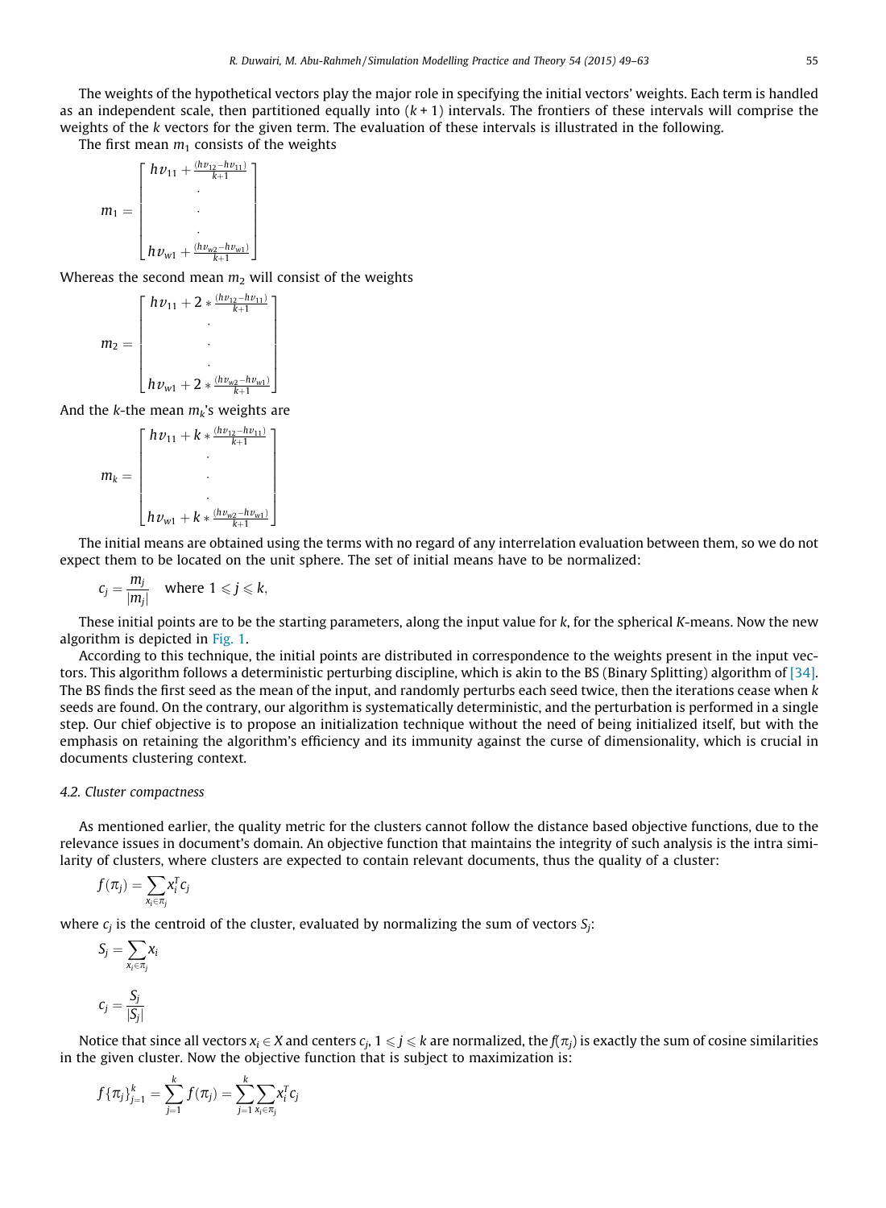The weights of the hypothetical vectors play the major role in specifying the initial vectors' weights. Each term is handled as an independent scale, then partitioned equally into $(k + 1)$ intervals. The frontiers of these intervals will comprise the weights of the $k$ vectors for the given term. The evaluation of these intervals is illustrated in the following.

The first mean $m_1$ consists of the weights

$$m_1 = \begin{bmatrix} hv_{11} + \frac{(hv_{12} - hv_{11})}{k+1} \\ \cdot \\ \cdot \\ \cdot \\ hv_{w1} + \frac{(hv_{w2} - hv_{w1})}{k+1} \end{bmatrix}$$

Whereas the second mean $m_2$ will consist of the weights

$$m_2 = \begin{bmatrix} hv_{11} + 2 * \frac{(hv_{12} - hv_{11})}{k+1} \\ \cdot \\ \cdot \\ \cdot \\ hv_{w1} + 2 * \frac{(hv_{w2} - hv_{w1})}{k+1} \end{bmatrix}$$

And the $k$-the mean $m_k$'s weights are

$$m_k = \begin{bmatrix} hv_{11} + k * \frac{(hv_{12} - hv_{11})}{k+1} \\ \cdot \\ \cdot \\ \cdot \\ hv_{w1} + k * \frac{(hv_{w2} - hv_{w1})}{k+1} \end{bmatrix}$$

The initial means are obtained using the terms with no regard of any interrelation evaluation between them, so we do not expect them to be located on the unit sphere. The set of initial means have to be normalized:

$$c_j = \frac{m_j}{|m_j|} \quad \text{where } 1 \leqslant j \leqslant k,$$

These initial points are to be the starting parameters, along the input value for $k$, for the spherical $K$-means. Now the new algorithm is depicted in Fig. 1.

According to this technique, the initial points are distributed in correspondence to the weights present in the input vectors. This algorithm follows a deterministic perturbing discipline, which is akin to the BS (Binary Splitting) algorithm of [34]. The BS finds the first seed as the mean of the input, and randomly perturbs each seed twice, then the iterations cease when $k$ seeds are found. On the contrary, our algorithm is systematically deterministic, and the perturbation is performed in a single step. Our chief objective is to propose an initialization technique without the need of being initialized itself, but with the emphasis on retaining the algorithm's efficiency and its immunity against the curse of dimensionality, which is crucial in documents clustering context.

### 4.2. Cluster compactness

As mentioned earlier, the quality metric for the clusters cannot follow the distance based objective functions, due to the relevance issues in document's domain. An objective function that maintains the integrity of such analysis is the intra similarity of clusters, where clusters are expected to contain relevant documents, thus the quality of a cluster:

$$f(\pi_j) = \sum_{x_i \in \pi_j} x_i^T c_j$$

where $c_j$ is the centroid of the cluster, evaluated by normalizing the sum of vectors $S_j$:

$$S_j = \sum_{x_i \in \pi_j} x_i$$

$$c_j = \frac{S_j}{|S_j|}$$

Notice that since all vectors $x_i \in X$ and centers $c_j$, $1 \leqslant j \leqslant k$ are normalized, the $f(\pi_j)$ is exactly the sum of cosine similarities in the given cluster. Now the objective function that is subject to maximization is:

$$f\{\pi_j\}_{j=1}^{k} = \sum_{j=1}^{k} f(\pi_j) = \sum_{j=1}^{k} \sum_{x_i \in \pi_j} x_i^T c_j$$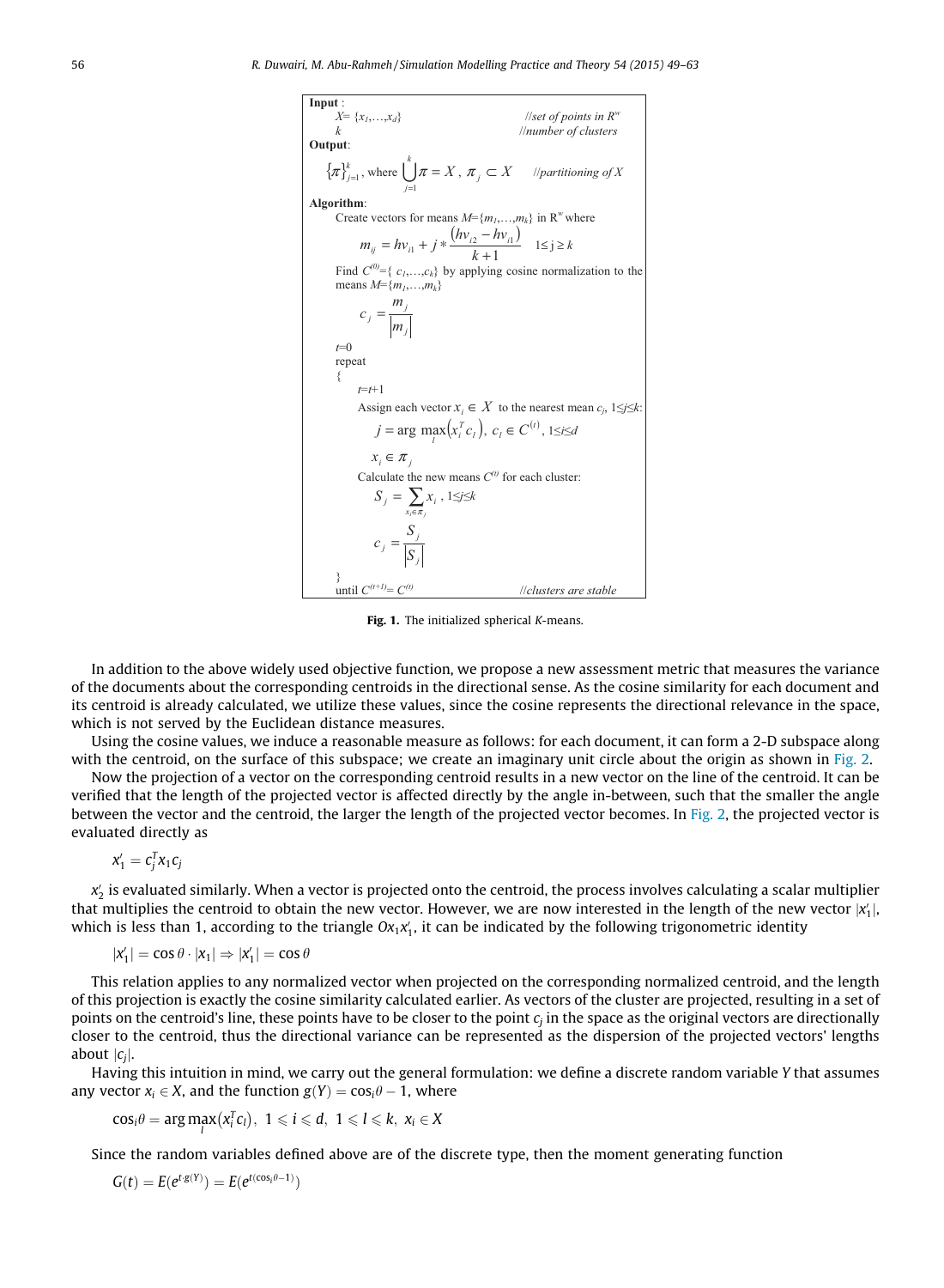**Input**:

$X = \{x_1, \ldots, x_d\}$ //set of points in $R^w$

$k$ //number of clusters

**Output**:

$\{\pi\}_{j=1}^{k}$, where $\bigcup_{j=1}^{k} \pi = X$, $\pi_j \subset X$ //partitioning of X

**Algorithm**:

Create vectors for means $M = \{m_1, \ldots, m_k\}$ in $R^w$ where

$$m_{ij} = hv_{i1} + j * \frac{(hv_{i2} - hv_{i1})}{k+1} \quad 1 \le j \ge k$$

Find $C^{(0)} = \{c_1, \ldots, c_k\}$ by applying cosine normalization to the means $M = \{m_1, \ldots, m_k\}$

$$c_j = \frac{m_j}{|m_j|}$$

$t=0$

repeat

{

$t=t+1$

Assign each vector $x_i \in X$ to the nearest mean $c_j$, $1 \le j \le k$:

$$j = \arg\max_l (x_i^T c_l),\ c_l \in C^{(t)},\ 1 \le i \le d$$

$$x_i \in \pi_j$$

Calculate the new means $C^{(t)}$ for each cluster:

$$S_j = \sum_{x_i \in \pi_j} x_i,\ 1 \le j \le k$$

$$c_j = \frac{S_j}{|S_j|}$$

}

until $C^{(t+1)} = C^{(t)}$ //clusters are stable

**Fig. 1.** The initialized spherical *K*-means.

In addition to the above widely used objective function, we propose a new assessment metric that measures the variance of the documents about the corresponding centroids in the directional sense. As the cosine similarity for each document and its centroid is already calculated, we utilize these values, since the cosine represents the directional relevance in the space, which is not served by the Euclidean distance measures.

Using the cosine values, we induce a reasonable measure as follows: for each document, it can form a 2-D subspace along with the centroid, on the surface of this subspace; we create an imaginary unit circle about the origin as shown in Fig. 2.

Now the projection of a vector on the corresponding centroid results in a new vector on the line of the centroid. It can be verified that the length of the projected vector is affected directly by the angle in-between, such that the smaller the angle between the vector and the centroid, the larger the length of the projected vector becomes. In Fig. 2, the projected vector is evaluated directly as

$$x'_1 = c_j^T x_1 c_j$$

$x'_2$ is evaluated similarly. When a vector is projected onto the centroid, the process involves calculating a scalar multiplier that multiplies the centroid to obtain the new vector. However, we are now interested in the length of the new vector $|x'_1|$, which is less than 1, according to the triangle $Ox_1x'_1$, it can be indicated by the following trigonometric identity

$$|x'_1| = \cos\theta \cdot |x_1| \Rightarrow |x'_1| = \cos\theta$$

This relation applies to any normalized vector when projected on the corresponding normalized centroid, and the length of this projection is exactly the cosine similarity calculated earlier. As vectors of the cluster are projected, resulting in a set of points on the centroid's line, these points have to be closer to the point $c_j$ in the space as the original vectors are directionally closer to the centroid, thus the directional variance can be represented as the dispersion of the projected vectors' lengths about $|c_j|$.

Having this intuition in mind, we carry out the general formulation: we define a discrete random variable *Y* that assumes any vector $x_i \in X$, and the function $g(Y) = \cos_i\theta - 1$, where

$$\cos_i\theta = \arg\max_l (x_i^T c_l),\ 1 \leqslant i \leqslant d,\ 1 \leqslant l \leqslant k,\ x_i \in X$$

Since the random variables defined above are of the discrete type, then the moment generating function

$$G(t) = E(e^{t \cdot g(Y)}) = E(e^{t(\cos_i\theta - 1)})$$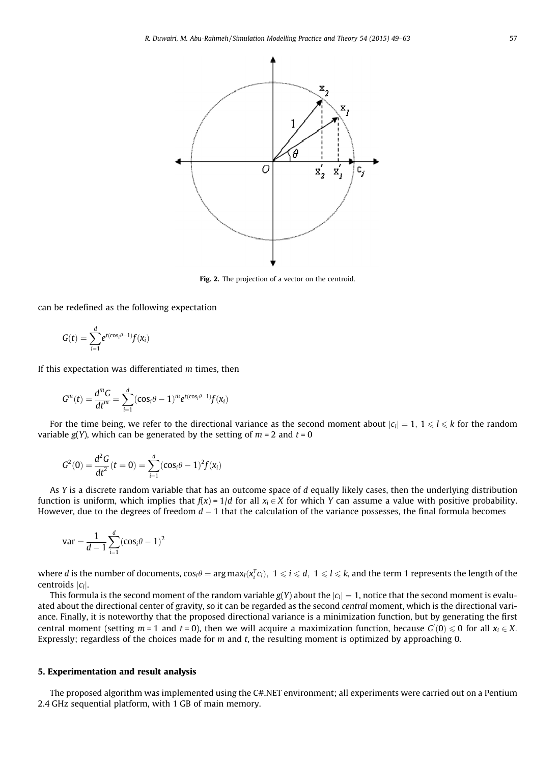Fig. 2. The projection of a vector on the centroid.

can be redefined as the following expectation

$$G(t) = \sum_{i=1}^{d} e^{t(\cos_i\theta - 1)} f(x_i)$$

If this expectation was differentiated $m$ times, then

$$G^m(t) = \frac{d^m G}{dt^m} = \sum_{i=1}^{d} (\cos_i\theta - 1)^m e^{t(\cos_i\theta - 1)} f(x_i)$$

For the time being, we refer to the directional variance as the second moment about $|c_l| = 1,\ 1 \leqslant l \leqslant k$ for the random variable $g(Y)$, which can be generated by the setting of $m = 2$ and $t = 0$

$$G^2(0) = \frac{d^2 G}{dt^2}(t = 0) = \sum_{i=1}^{d} (\cos_i\theta - 1)^2 f(x_i)$$

As $Y$ is a discrete random variable that has an outcome space of $d$ equally likely cases, then the underlying distribution function is uniform, which implies that $f(x) = 1/d$ for all $x_i \in X$ for which $Y$ can assume a value with positive probability. However, due to the degrees of freedom $d - 1$ that the calculation of the variance possesses, the final formula becomes

$$\text{var} = \frac{1}{d-1} \sum_{i=1}^{d} (\cos_i\theta - 1)^2$$

where $d$ is the number of documents, $\cos_i\theta = \arg\max_l (x_i^T c_l),\ 1 \leqslant i \leqslant d,\ 1 \leqslant l \leqslant k$, and the term 1 represents the length of the centroids $|c_l|$.

This formula is the second moment of the random variable $g(Y)$ about the $|c_l| = 1$, notice that the second moment is evaluated about the directional center of gravity, so it can be regarded as the second *central* moment, which is the directional variance. Finally, it is noteworthy that the proposed directional variance is a minimization function, but by generating the first central moment (setting $m = 1$ and $t = 0$), then we will acquire a maximization function, because $G'(0) \leqslant 0$ for all $x_i \in X$. Expressly; regardless of the choices made for $m$ and $t$, the resulting moment is optimized by approaching 0.

## 5. Experimentation and result analysis

The proposed algorithm was implemented using the C#.NET environment; all experiments were carried out on a Pentium 2.4 GHz sequential platform, with 1 GB of main memory.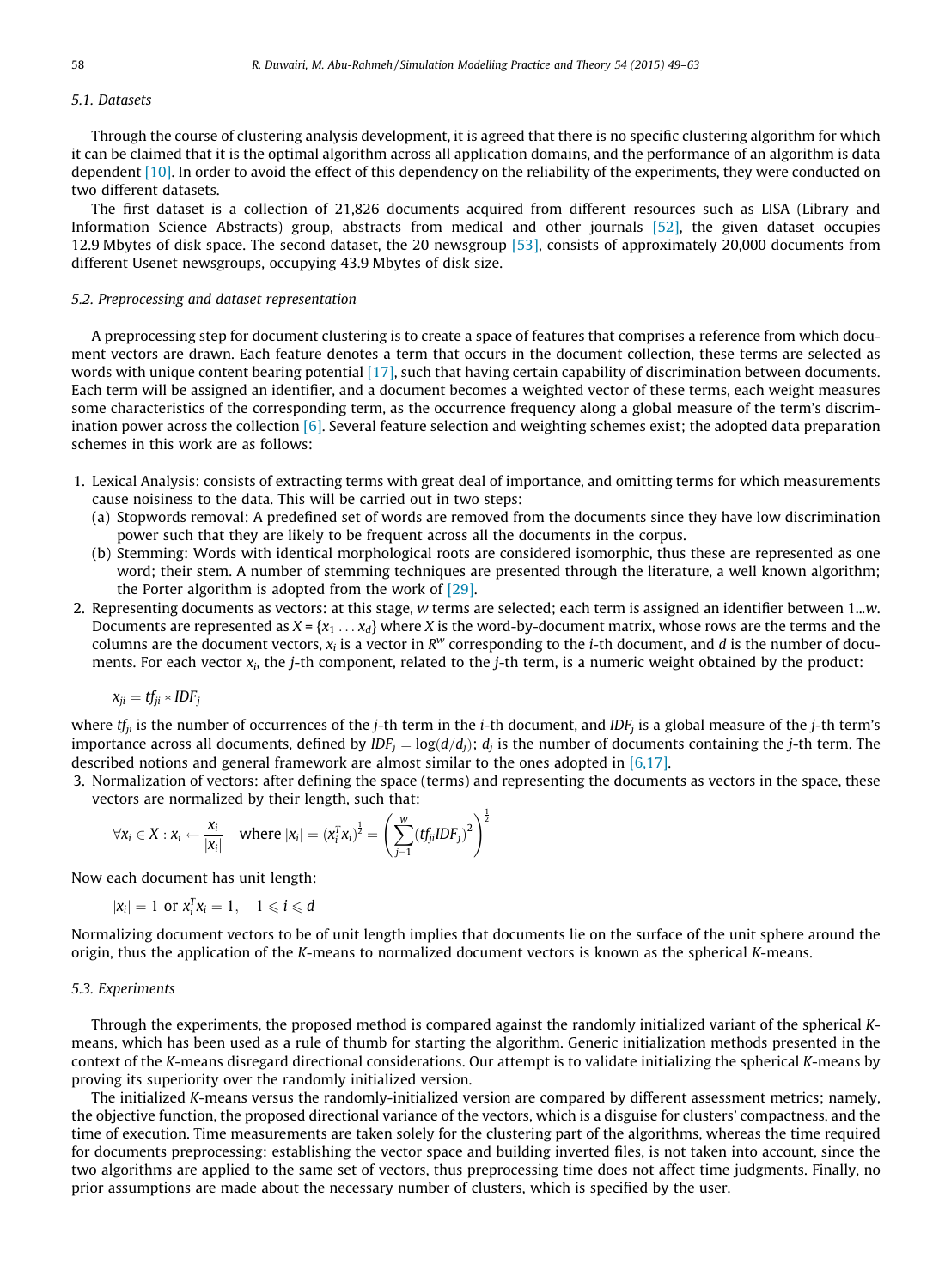### 5.1. Datasets

Through the course of clustering analysis development, it is agreed that there is no specific clustering algorithm for which it can be claimed that it is the optimal algorithm across all application domains, and the performance of an algorithm is data dependent [10]. In order to avoid the effect of this dependency on the reliability of the experiments, they were conducted on two different datasets.

The first dataset is a collection of 21,826 documents acquired from different resources such as LISA (Library and Information Science Abstracts) group, abstracts from medical and other journals [52], the given dataset occupies 12.9 Mbytes of disk space. The second dataset, the 20 newsgroup [53], consists of approximately 20,000 documents from different Usenet newsgroups, occupying 43.9 Mbytes of disk size.

### 5.2. Preprocessing and dataset representation

A preprocessing step for document clustering is to create a space of features that comprises a reference from which document vectors are drawn. Each feature denotes a term that occurs in the document collection, these terms are selected as words with unique content bearing potential [17], such that having certain capability of discrimination between documents. Each term will be assigned an identifier, and a document becomes a weighted vector of these terms, each weight measures some characteristics of the corresponding term, as the occurrence frequency along a global measure of the term's discrimination power across the collection [6]. Several feature selection and weighting schemes exist; the adopted data preparation schemes in this work are as follows:

1. Lexical Analysis: consists of extracting terms with great deal of importance, and omitting terms for which measurements cause noisiness to the data. This will be carried out in two steps:
   (a) Stopwords removal: A predefined set of words are removed from the documents since they have low discrimination power such that they are likely to be frequent across all the documents in the corpus.
   (b) Stemming: Words with identical morphological roots are considered isomorphic, thus these are represented as one word; their stem. A number of stemming techniques are presented through the literature, a well known algorithm; the Porter algorithm is adopted from the work of [29].
2. Representing documents as vectors: at this stage, $w$ terms are selected; each term is assigned an identifier between $1 \ldots w$. Documents are represented as $X = \{x_1 \ldots x_d\}$ where $X$ is the word-by-document matrix, whose rows are the terms and the columns are the document vectors, $x_i$ is a vector in $R^w$ corresponding to the $i$-th document, and $d$ is the number of documents. For each vector $x_i$, the $j$-th component, related to the $j$-th term, is a numeric weight obtained by the product:

$$x_{ji} = tf_{ji} * IDF_j$$

where $tf_{ji}$ is the number of occurrences of the $j$-th term in the $i$-th document, and $IDF_j$ is a global measure of the $j$-th term's importance across all documents, defined by $IDF_j = \log(d/d_j)$; $d_j$ is the number of documents containing the $j$-th term. The described notions and general framework are almost similar to the ones adopted in [6,17].

3. Normalization of vectors: after defining the space (terms) and representing the documents as vectors in the space, these vectors are normalized by their length, such that:

$$\forall x_i \in X : x_i \leftarrow \frac{x_i}{|x_i|} \quad \text{where } |x_i| = (x_i^T x_i)^{\frac{1}{2}} = \left( \sum_{j=1}^{w} (tf_{ji} IDF_j)^2 \right)^{\frac{1}{2}}$$

Now each document has unit length:

$$|x_i| = 1 \text{ or } x_i^T x_i = 1, \quad 1 \leqslant i \leqslant d$$

Normalizing document vectors to be of unit length implies that documents lie on the surface of the unit sphere around the origin, thus the application of the $K$-means to normalized document vectors is known as the spherical $K$-means.

### 5.3. Experiments

Through the experiments, the proposed method is compared against the randomly initialized variant of the spherical $K$-means, which has been used as a rule of thumb for starting the algorithm. Generic initialization methods presented in the context of the $K$-means disregard directional considerations. Our attempt is to validate initializing the spherical $K$-means by proving its superiority over the randomly initialized version.

The initialized $K$-means versus the randomly-initialized version are compared by different assessment metrics; namely, the objective function, the proposed directional variance of the vectors, which is a disguise for clusters' compactness, and the time of execution. Time measurements are taken solely for the clustering part of the algorithms, whereas the time required for documents preprocessing: establishing the vector space and building inverted files, is not taken into account, since the two algorithms are applied to the same set of vectors, thus preprocessing time does not affect time judgments. Finally, no prior assumptions are made about the necessary number of clusters, which is specified by the user.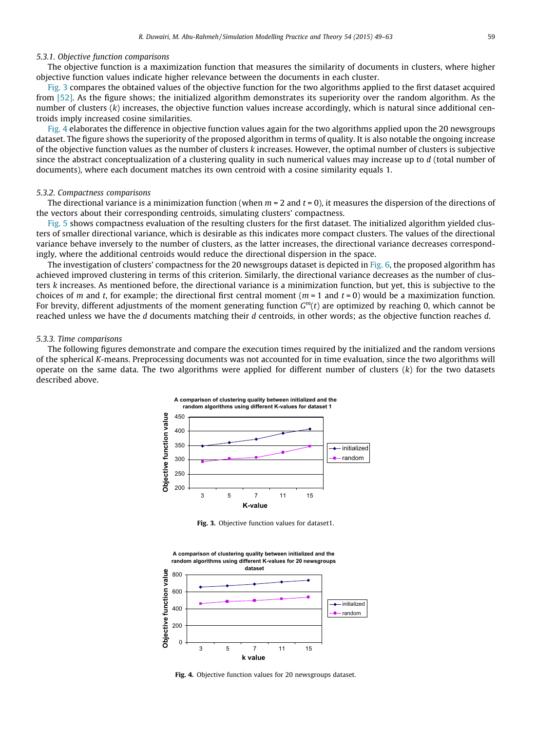#### 5.3.1. Objective function comparisons

The objective function is a maximization function that measures the similarity of documents in clusters, where higher objective function values indicate higher relevance between the documents in each cluster.

Fig. 3 compares the obtained values of the objective function for the two algorithms applied to the first dataset acquired from [52]. As the figure shows; the initialized algorithm demonstrates its superiority over the random algorithm. As the number of clusters ($k$) increases, the objective function values increase accordingly, which is natural since additional centroids imply increased cosine similarities.

Fig. 4 elaborates the difference in objective function values again for the two algorithms applied upon the 20 newsgroups dataset. The figure shows the superiority of the proposed algorithm in terms of quality. It is also notable the ongoing increase of the objective function values as the number of clusters $k$ increases. However, the optimal number of clusters is subjective since the abstract conceptualization of a clustering quality in such numerical values may increase up to $d$ (total number of documents), where each document matches its own centroid with a cosine similarity equals 1.

#### 5.3.2. Compactness comparisons

The directional variance is a minimization function (when $m = 2$ and $t = 0$), it measures the dispersion of the directions of the vectors about their corresponding centroids, simulating clusters' compactness.

Fig. 5 shows compactness evaluation of the resulting clusters for the first dataset. The initialized algorithm yielded clusters of smaller directional variance, which is desirable as this indicates more compact clusters. The values of the directional variance behave inversely to the number of clusters, as the latter increases, the directional variance decreases correspondingly, where the additional centroids would reduce the directional dispersion in the space.

The investigation of clusters' compactness for the 20 newsgroups dataset is depicted in Fig. 6, the proposed algorithm has achieved improved clustering in terms of this criterion. Similarly, the directional variance decreases as the number of clusters $k$ increases. As mentioned before, the directional variance is a minimization function, but yet, this is subjective to the choices of $m$ and $t$, for example; the directional first central moment ($m = 1$ and $t = 0$) would be a maximization function. For brevity, different adjustments of the moment generating function $G^m(t)$ are optimized by reaching 0, which cannot be reached unless we have the $d$ documents matching their $d$ centroids, in other words; as the objective function reaches $d$.

#### 5.3.3. Time comparisons

The following figures demonstrate and compare the execution times required by the initialized and the random versions of the spherical $K$-means. Preprocessing documents was not accounted for in time evaluation, since the two algorithms will operate on the same data. The two algorithms were applied for different number of clusters ($k$) for the two datasets described above.

**Fig. 3.** Objective function values for dataset1.

**Fig. 4.** Objective function values for 20 newsgroups dataset.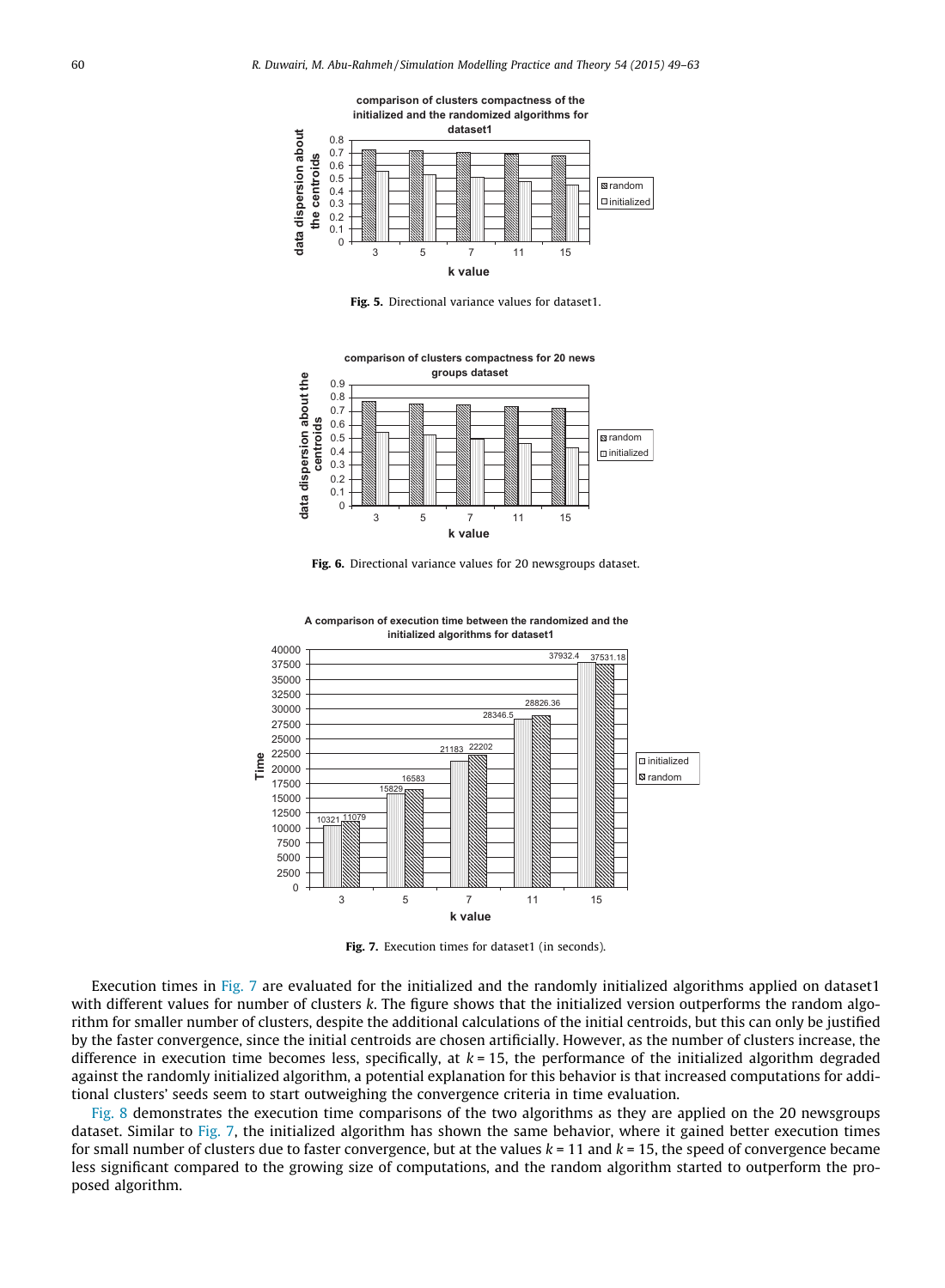Fig. 5. Directional variance values for dataset1.

Fig. 6. Directional variance values for 20 newsgroups dataset.

Fig. 7. Execution times for dataset1 (in seconds).

Execution times in Fig. 7 are evaluated for the initialized and the randomly initialized algorithms applied on dataset1 with different values for number of clusters *k*. The figure shows that the initialized version outperforms the random algorithm for smaller number of clusters, despite the additional calculations of the initial centroids, but this can only be justified by the faster convergence, since the initial centroids are chosen artificially. However, as the number of clusters increase, the difference in execution time becomes less, specifically, at $k = 15$, the performance of the initialized algorithm degraded against the randomly initialized algorithm, a potential explanation for this behavior is that increased computations for additional clusters' seeds seem to start outweighing the convergence criteria in time evaluation.

Fig. 8 demonstrates the execution time comparisons of the two algorithms as they are applied on the 20 newsgroups dataset. Similar to Fig. 7, the initialized algorithm has shown the same behavior, where it gained better execution times for small number of clusters due to faster convergence, but at the values $k = 11$ and $k = 15$, the speed of convergence became less significant compared to the growing size of computations, and the random algorithm started to outperform the proposed algorithm.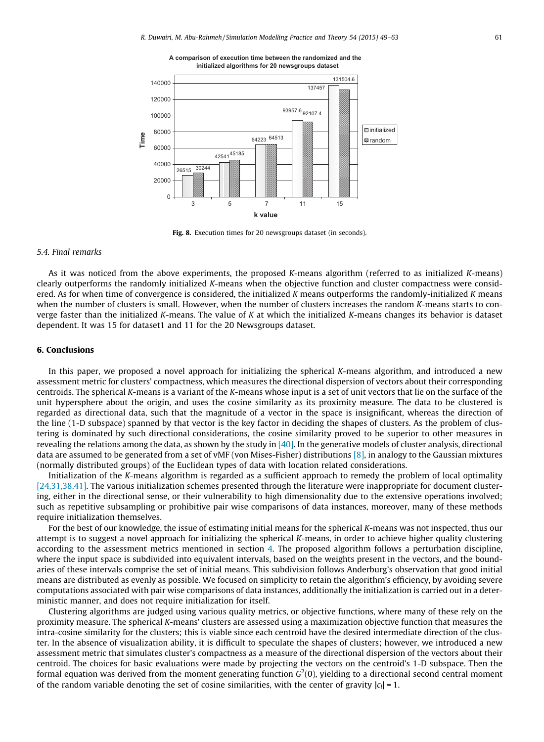**A comparison of execution time between the randomized and the initialized algorithms for 20 newsgroups dataset**

| k value | initialized | random |
| --- | --- | --- |
| 3 | 26515 | 30244 |
| 5 | 42541 | 45185 |
| 7 | 64223 | 64513 |
| 11 | 93957.6 | 92107.4 |
| 15 | 137457 | 131504.6 |

**Fig. 8.** Execution times for 20 newsgroups dataset (in seconds).

### 5.4. Final remarks

As it was noticed from the above experiments, the proposed *K*-means algorithm (referred to as initialized *K*-means) clearly outperforms the randomly initialized *K*-means when the objective function and cluster compactness were considered. As for when time of convergence is considered, the initialized *K* means outperforms the randomly-initialized *K* means when the number of clusters is small. However, when the number of clusters increases the random *K*-means starts to converge faster than the initialized *K*-means. The value of *K* at which the initialized *K*-means changes its behavior is dataset dependent. It was 15 for dataset1 and 11 for the 20 Newsgroups dataset.

## 6. Conclusions

In this paper, we proposed a novel approach for initializing the spherical *K*-means algorithm, and introduced a new assessment metric for clusters' compactness, which measures the directional dispersion of vectors about their corresponding centroids. The spherical *K*-means is a variant of the *K*-means whose input is a set of unit vectors that lie on the surface of the unit hypersphere about the origin, and uses the cosine similarity as its proximity measure. The data to be clustered is regarded as directional data, such that the magnitude of a vector in the space is insignificant, whereas the direction of the line (1-D subspace) spanned by that vector is the key factor in deciding the shapes of clusters. As the problem of clustering is dominated by such directional considerations, the cosine similarity proved to be superior to other measures in revealing the relations among the data, as shown by the study in [40]. In the generative models of cluster analysis, directional data are assumed to be generated from a set of vMF (von Mises-Fisher) distributions [8], in analogy to the Gaussian mixtures (normally distributed groups) of the Euclidean types of data with location related considerations.

Initialization of the *K*-means algorithm is regarded as a sufficient approach to remedy the problem of local optimality [24,31,38,41]. The various initialization schemes presented through the literature were inappropriate for document clustering, either in the directional sense, or their vulnerability to high dimensionality due to the extensive operations involved; such as repetitive subsampling or prohibitive pair wise comparisons of data instances, moreover, many of these methods require initialization themselves.

For the best of our knowledge, the issue of estimating initial means for the spherical *K*-means was not inspected, thus our attempt is to suggest a novel approach for initializing the spherical *K*-means, in order to achieve higher quality clustering according to the assessment metrics mentioned in section 4. The proposed algorithm follows a perturbation discipline, where the input space is subdivided into equivalent intervals, based on the weights present in the vectors, and the boundaries of these intervals comprise the set of initial means. This subdivision follows Anderburg's observation that good initial means are distributed as evenly as possible. We focused on simplicity to retain the algorithm's efficiency, by avoiding severe computations associated with pair wise comparisons of data instances, additionally the initialization is carried out in a deterministic manner, and does not require initialization for itself.

Clustering algorithms are judged using various quality metrics, or objective functions, where many of these rely on the proximity measure. The spherical *K*-means' clusters are assessed using a maximization objective function that measures the intra-cosine similarity for the clusters; this is viable since each centroid have the desired intermediate direction of the cluster. In the absence of visualization ability, it is difficult to speculate the shapes of clusters; however, we introduced a new assessment metric that simulates cluster's compactness as a measure of the directional dispersion of the vectors about their centroid. The choices for basic evaluations were made by projecting the vectors on the centroid's 1-D subspace. Then the formal equation was derived from the moment generating function $G^2(0)$, yielding to a directional second central moment of the random variable denoting the set of cosine similarities, with the center of gravity $|c_l| = 1$.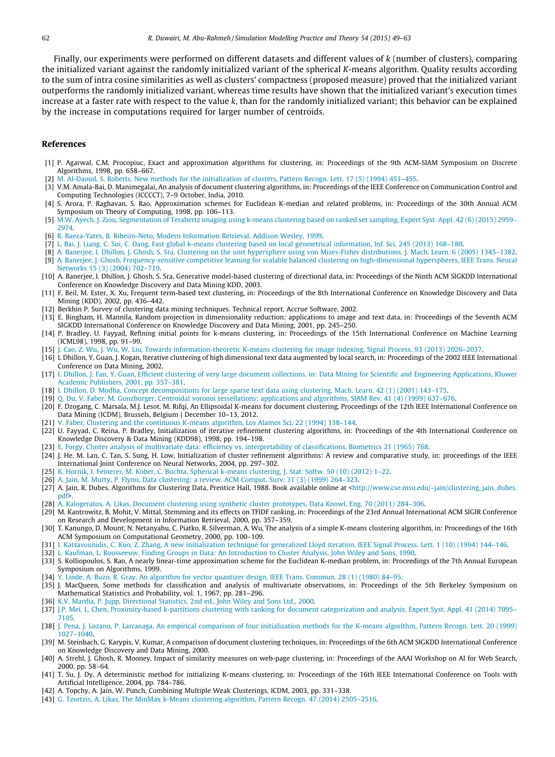Finally, our experiments were performed on different datasets and different values of $k$ (number of clusters), comparing the initialized variant against the randomly initialized variant of the spherical *K*-means algorithm. Quality results according to the sum of intra cosine similarities as well as clusters' compactness (proposed measure) proved that the initialized variant outperforms the randomly initialized variant, whereas time results have shown that the initialized variant's execution times increase at a faster rate with respect to the value $k$, than for the randomly initialized variant; this behavior can be explained by the increase in computations required for larger number of centroids.

## References

[1] P. Agarwal, C.M. Procopiuc, Exact and approximation algorithms for clustering, in: Proceedings of the 9th ACM-SIAM Symposium on Discrete Algorithms, 1998, pp. 658–667.
[2] M. Al-Daoud, S. Roberts, New methods for the initialization of clusters, Pattern Recogn. Lett. 17 (5) (1994) 451–455.
[3] V.M. Amala-Bai, D. Manimegalai, An analysis of document clustering algorithms, in: Proceedings of the IEEE Conference on Communication Control and Computing Technologies (ICCCCT), 7–9 October, India, 2010.
[4] S. Arora, P. Raghavan, S. Rao, Approximation schemes for Euclidean K-median and related problems, in: Proceedings of the 30th Annual ACM Symposium on Theory of Computing, 1998, pp. 106–113.
[5] M.W. Ayech, J. Ziou, Segmentation of Terahertz imaging using k-means clustering based on ranked set sampling, Expert Syst. Appl. 42 (6) (2015) 2959–2974.
[6] R. Baeza-Yates, B. Ribeiro-Neto, Modern Information Retrieval, Addison Wesley, 1999.
[7] L. Bai, J. Liang, C. Sui, C. Dang, Fast global k-means clustering based on local geometrical information, Inf. Sci. 245 (2013) 168–180.
[8] A. Banerjee, I. Dhillon, J. Ghosh, S. Sra, Clustering on the unit hypersphere using von Mises–Fisher distributions, J. Mach. Learn. 6 (2005) 1345–1382.
[9] A. Banerjee, J. Ghosh, Frequency-sensitive competitive learning for scalable balanced clustering on high-dimensional hyperspheres, IEEE Trans. Neural Networks 15 (3) (2004) 702–719.
[10] A. Banerjee, I. Dhillon, J. Ghosh, S. Sra, Generative model-based clustering of directional data, in: Proceedings of the Ninth ACM SIGKDD International Conference on Knowledge Discovery and Data Mining KDD, 2003.
[11] F. Beil, M. Ester, X. Xu, Frequent term-based text clustering, in: Proceedings of the 8th International Conference on Knowledge Discovery and Data Mining (KDD), 2002, pp. 436–442.
[12] Berkhin P. Survey of clustering data mining techniques. Technical report, Accrue Software, 2002.
[13] E. Bingham, H. Mannila, Random projection in dimensionality reduction: applications to image and text data, in: Proceedings of the Seventh ACM SIGKDD International Conference on Knowledge Discovery and Data Mining, 2001, pp. 245–250.
[14] P. Bradley, U. Fayyad, Refining initial points for k-means clustering, in: Proceedings of the 15th International Conference on Machine Learning (ICML98), 1998, pp. 91–99.
[15] J. Cao, Z. Wu, J. Wu, W. Liu, Towards information-theoretic K-means clustering for image indexing, Signal Process. 93 (2013) 2026–2037.
[16] I. Dhillon, Y. Guan, J. Kogan, Iterative clustering of high dimensional text data augmented by local search, in: Proceedings of the 2002 IEEE International Conference on Data Mining, 2002.
[17] I. Dhillon, J. Fan, Y. Guan, Efficient clustering of very large document collections, in: Data Mining for Scientific and Engineering Applications, Kluwer Academic Publishers, 2001, pp. 357–381.
[18] I. Dhillon, D. Modha, Concept decompositions for large sparse text data using clustering, Mach. Learn. 42 (1) (2001) 143–175.
[19] Q. Du, V. Faber, M. Gunzburger, Centroidal voronoi tessellations: applications and algorithms, SIAM Rev. 41 (4) (1999) 637–676.
[20] F. Dzogang, C. Marsala, M.J. Lesot, M. Rifqi, An Ellipsoidal K-means for document clustering, Proceedings of the 12th IEEE International Conference on Data Mining (ICDM), Brussels, Belgium | December 10–13, 2012.
[21] V. Faber, Clustering and the continuous K-means algorithm, Los Alamos Sci. 22 (1994) 138–144.
[22] U. Fayyad, C. Reina, P. Bradley, Initialization of iterative refinement clustering algorithms, in: Proceedings of the 4th International Conference on Knowledge Discovery & Data Mining (KDD98), 1998, pp. 194–198.
[23] E. Forgy, Cluster analysis of multivariate data: efficiency vs. interpretability of classifications, Biometrics 21 (1965) 768.
[24] J. He, M. Lan, C. Tan, S. Sung, H. Low, Initialization of cluster refinement algorithms: A review and comparative study, in: proceedings of the IEEE International Joint Conference on Neural Networks, 2004, pp. 297–302.
[25] K. Hornik, I. Feinerer, M. Kober, C. Buchta, Spherical k-means clustering, J. Stat. Softw. 50 (10) (2012) 1–22.
[26] A. Jain, M. Murty, P. Flynn, Data clustering: a review, ACM Comput. Surv. 31 (3) (1999) 264–323.
[27] A. Jain, R. Dubes, Algorithms for Clustering Data, Prentice Hall, 1988. Book available online at <http://www.cse.msu.edu/~jain/clustering_jain_dubes.pdf>.
[28] A. Kalogeratos, A. Likas, Document clustering using synthetic cluster prototypes, Data Knowl. Eng. 70 (2011) 284–306.
[29] M. Kantrowitz, B. Mohit, V. Mittal, Stemming and its effects on TFIDF ranking, in: Proceedings of the 23rd Annual International ACM SIGIR Conference on Research and Development in Information Retrieval, 2000, pp. 357–359.
[30] T. Kanungo, D. Mount, N. Netanyahu, C. Piatko, R. Silverman, A. Wu, The analysis of a simple K-means clustering algorithm, in: Proceedings of the 16th ACM Symposium on Computational Geometry, 2000, pp. 100–109.
[31] I. Katsavounidis, C. Kuo, Z. Zhang, A new initialization technique for generalized Lloyd iteration, IEEE Signal Process. Lett. 1 (10) (1994) 144–146.
[32] L. Kaufman, L. Rousseeuw, Finding Groups in Data: An Introduction to Cluster Analysis, John Wiley and Sons, 1990.
[33] S. Kolliopoulos, S. Rao, A nearly linear-time approximation scheme for the Euclidean K-median problem, in: Proceedings of the 7th Annual European Symposium on Algorithms, 1999.
[34] Y. Linde, A. Buzo, R. Gray, An algorithm for vector quantizer design, IEEE Trans. Commun. 28 (1) (1980) 84–95.
[35] J. MacQueen, Some methods for classification and analysis of multivariate observations, in: Proceedings of the 5th Berkeley Symposium on Mathematical Statistics and Probability, vol. 1, 1967, pp. 281–296.
[36] K.V. Mardia, P. Jupp, Directional Statistics, 2nd ed., John Wiley and Sons Ltd., 2000.
[37] J.P. Mei, L. Chen, Proximity-based k-partitions clustering with ranking for document categorization and analysis, Expert Syst. Appl. 41 (2014) 7095–7105.
[38] J. Pena, J. Lozano, P. Larranaga, An empirical comparison of four initialization methods for the K-means algorithm, Pattern Recogn. Lett. 20 (1999) 1027–1040.
[39] M. Steinbach, G. Karypis, V. Kumar, A comparison of document clustering techniques, in: Proceedings of the 6th ACM SIGKDD International Conference on Knowledge Discovery and Data Mining, 2000.
[40] A. Strehl, J. Ghosh, R. Mooney, Impact of similarity measures on web-page clustering, in: Proceedings of the AAAI Workshop on AI for Web Search, 2000, pp. 58–64.
[41] T. Su, J. Dy, A deterministic method for initializing K-means clustering, in: Proceedings of the 16th IEEE International Conference on Tools with Artificial Intelligence, 2004, pp. 784–786.
[42] A. Topchy, A. Jain, W. Punch, Combining Multiple Weak Clusterings, ICDM, 2003, pp. 331–338.
[43] G. Tzortzis, A. Likas, The MinMax k-Means clustering algorithm, Pattern Recogn. 47 (2014) 2505–2516.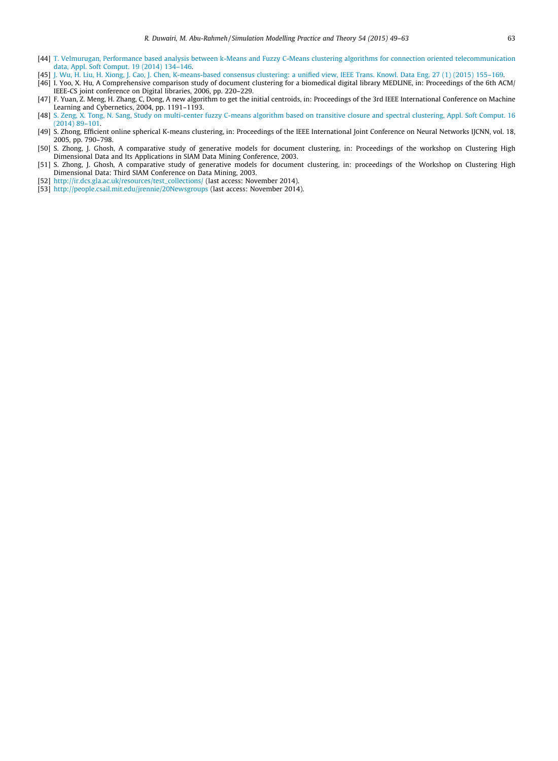[44] T. Velmurugan, Performance based analysis between k-Means and Fuzzy C-Means clustering algorithms for connection oriented telecommunication data, Appl. Soft Comput. 19 (2014) 134–146.

[45] J. Wu, H. Liu, H. Xiong, J. Cao, J. Chen, K-means-based consensus clustering: a unified view, IEEE Trans. Knowl. Data Eng. 27 (1) (2015) 155–169.

[46] I. Yoo, X. Hu, A Comprehensive comparison study of document clustering for a biomedical digital library MEDLINE, in: Proceedings of the 6th ACM/IEEE-CS joint conference on Digital libraries, 2006, pp. 220–229.

[47] F. Yuan, Z. Meng, H. Zhang, C, Dong, A new algorithm to get the initial centroids, in: Proceedings of the 3rd IEEE International Conference on Machine Learning and Cybernetics, 2004, pp. 1191–1193.

[48] S. Zeng, X. Tong, N. Sang, Study on multi-center fuzzy C-means algorithm based on transitive closure and spectral clustering, Appl. Soft Comput. 16 (2014) 89–101.

[49] S. Zhong, Efficient online spherical K-means clustering, in: Proceedings of the IEEE International Joint Conference on Neural Networks IJCNN, vol. 18, 2005, pp. 790–798.

[50] S. Zhong, J. Ghosh, A comparative study of generative models for document clustering, in: Proceedings of the workshop on Clustering High Dimensional Data and Its Applications in SIAM Data Mining Conference, 2003.

[51] S. Zhong, J. Ghosh, A comparative study of generative models for document clustering, in: proceedings of the Workshop on Clustering High Dimensional Data: Third SIAM Conference on Data Mining, 2003.

[52] http://ir.dcs.gla.ac.uk/resources/test_collections/ (last access: November 2014).

[53] http://people.csail.mit.edu/jrennie/20Newsgroups (last access: November 2014).